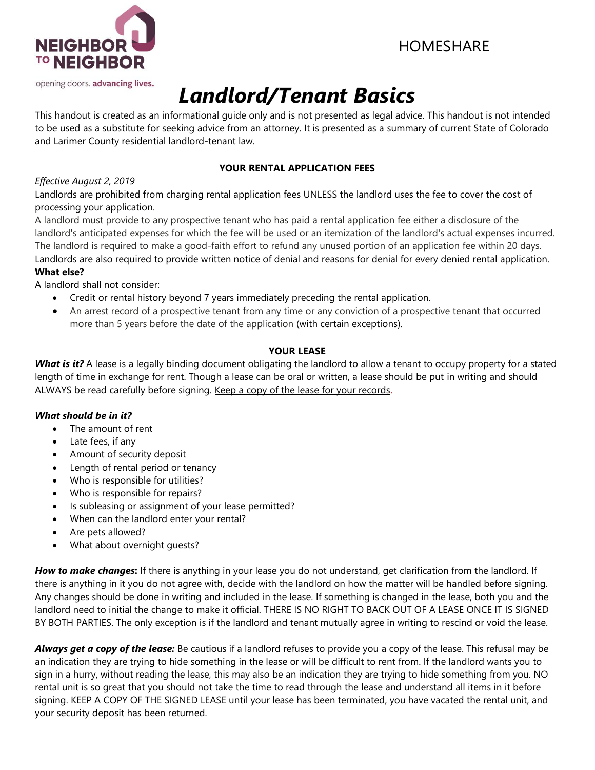NEIGHBOR TO NEIGHBOR

opening doors. **advancing lives.**

HOMESHARE

# *Landlord/Tenant Basics*

This handout is created as an informational guide only and is not presented as legal advice. This handout is not intended to be used as a substitute for seeking advice from an attorney. It is presented as a summary of current State of Colorado and Larimer County residential landlord-tenant law.

## YOUR RENTAL APPLICATION FEES

*Effective August 2, 2019*

Landlords are prohibited from charging rental application fees UNLESS the landlord uses the fee to cover the cost of processing your application.

A landlord must provide to any prospective tenant who has paid a rental application fee either a disclosure of the landlord's anticipated expenses for which the fee will be used or an itemization of the landlord's actual expenses incurred. The landlord is required to make a good-faith effort to refund any unused portion of an application fee within 20 days. Landlords are also required to provide written notice of denial and reasons for denial for every denied rental application.

**What else?**

A landlord shall not consider:

- Credit or rental history beyond 7 years immediately preceding the rental application.
- An arrest record of a prospective tenant from any time or any conviction of a prospective tenant that occurred more than 5 years before the date of the application (with certain exceptions).

## YOUR LEASE

***What is it?*** A lease is a legally binding document obligating the landlord to allow a tenant to occupy property for a stated length of time in exchange for rent. Though a lease can be oral or written, a lease should be put in writing and should ALWAYS be read carefully before signing. Keep a copy of the lease for your records.

***What should be in it?***

- The amount of rent
- Late fees, if any
- Amount of security deposit
- Length of rental period or tenancy
- Who is responsible for utilities?
- Who is responsible for repairs?
- Is subleasing or assignment of your lease permitted?
- When can the landlord enter your rental?
- Are pets allowed?
- What about overnight guests?

***How to make changes*:** If there is anything in your lease you do not understand, get clarification from the landlord. If there is anything in it you do not agree with, decide with the landlord on how the matter will be handled before signing. Any changes should be done in writing and included in the lease. If something is changed in the lease, both you and the landlord need to initial the change to make it official. THERE IS NO RIGHT TO BACK OUT OF A LEASE ONCE IT IS SIGNED BY BOTH PARTIES. The only exception is if the landlord and tenant mutually agree in writing to rescind or void the lease.

***Always get a copy of the lease:*** Be cautious if a landlord refuses to provide you a copy of the lease. This refusal may be an indication they are trying to hide something in the lease or will be difficult to rent from. If the landlord wants you to sign in a hurry, without reading the lease, this may also be an indication they are trying to hide something from you. NO rental unit is so great that you should not take the time to read through the lease and understand all items in it before signing. KEEP A COPY OF THE SIGNED LEASE until your lease has been terminated, you have vacated the rental unit, and your security deposit has been returned.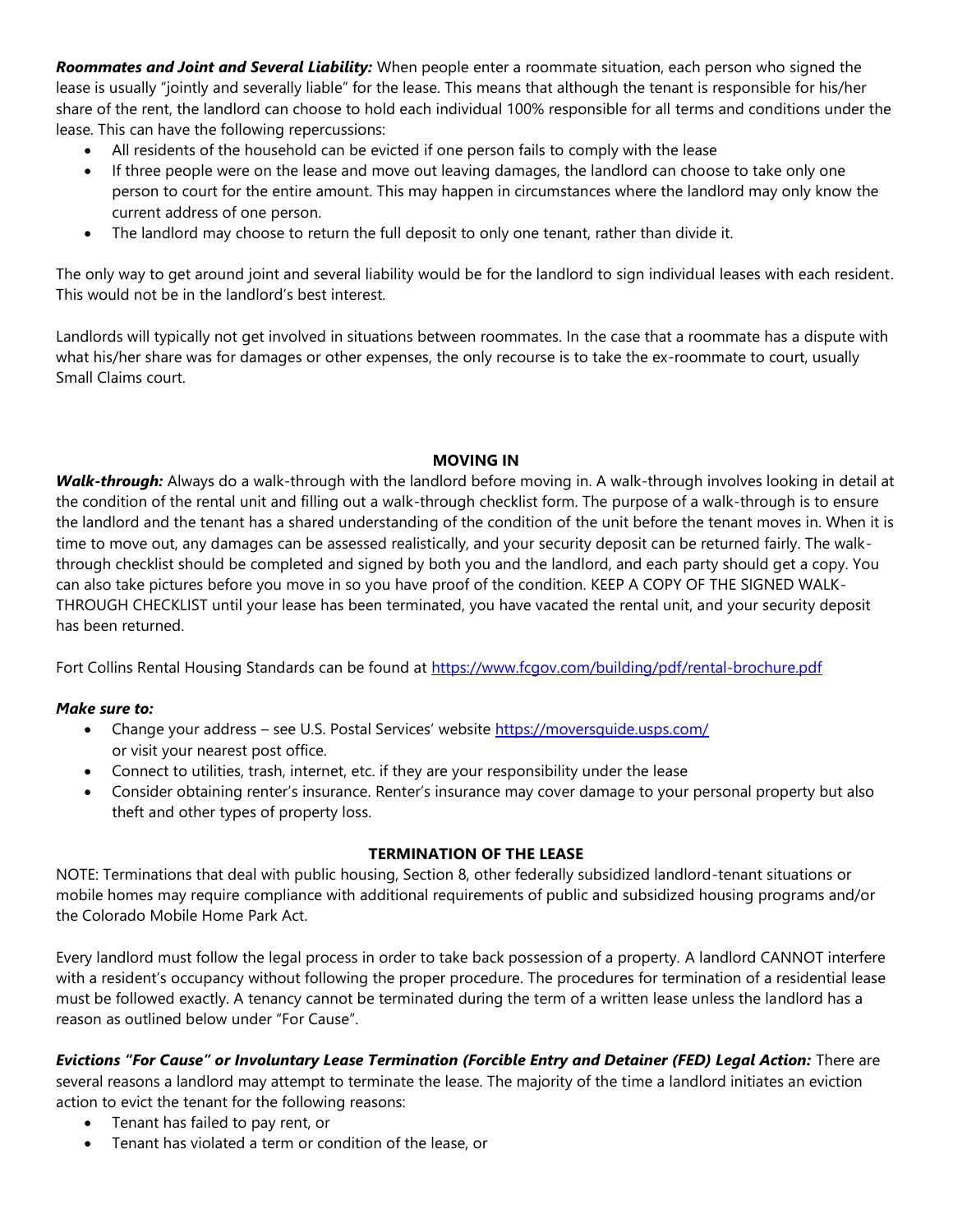***Roommates and Joint and Several Liability:*** When people enter a roommate situation, each person who signed the lease is usually "jointly and severally liable" for the lease. This means that although the tenant is responsible for his/her share of the rent, the landlord can choose to hold each individual 100% responsible for all terms and conditions under the lease. This can have the following repercussions:

- All residents of the household can be evicted if one person fails to comply with the lease
- If three people were on the lease and move out leaving damages, the landlord can choose to take only one person to court for the entire amount. This may happen in circumstances where the landlord may only know the current address of one person.
- The landlord may choose to return the full deposit to only one tenant, rather than divide it.

The only way to get around joint and several liability would be for the landlord to sign individual leases with each resident. This would not be in the landlord's best interest.

Landlords will typically not get involved in situations between roommates. In the case that a roommate has a dispute with what his/her share was for damages or other expenses, the only recourse is to take the ex-roommate to court, usually Small Claims court.

## MOVING IN

***Walk-through:*** Always do a walk-through with the landlord before moving in. A walk-through involves looking in detail at the condition of the rental unit and filling out a walk-through checklist form. The purpose of a walk-through is to ensure the landlord and the tenant has a shared understanding of the condition of the unit before the tenant moves in. When it is time to move out, any damages can be assessed realistically, and your security deposit can be returned fairly. The walk-through checklist should be completed and signed by both you and the landlord, and each party should get a copy. You can also take pictures before you move in so you have proof of the condition. KEEP A COPY OF THE SIGNED WALK-THROUGH CHECKLIST until your lease has been terminated, you have vacated the rental unit, and your security deposit has been returned.

Fort Collins Rental Housing Standards can be found at https://www.fcgov.com/building/pdf/rental-brochure.pdf

***Make sure to:***

- Change your address – see U.S. Postal Services' website https://moversguide.usps.com/ or visit your nearest post office.
- Connect to utilities, trash, internet, etc. if they are your responsibility under the lease
- Consider obtaining renter's insurance. Renter's insurance may cover damage to your personal property but also theft and other types of property loss.

## TERMINATION OF THE LEASE

NOTE: Terminations that deal with public housing, Section 8, other federally subsidized landlord-tenant situations or mobile homes may require compliance with additional requirements of public and subsidized housing programs and/or the Colorado Mobile Home Park Act.

Every landlord must follow the legal process in order to take back possession of a property. A landlord CANNOT interfere with a resident's occupancy without following the proper procedure. The procedures for termination of a residential lease must be followed exactly. A tenancy cannot be terminated during the term of a written lease unless the landlord has a reason as outlined below under "For Cause".

***Evictions "For Cause" or Involuntary Lease Termination (Forcible Entry and Detainer (FED) Legal Action:*** There are several reasons a landlord may attempt to terminate the lease. The majority of the time a landlord initiates an eviction action to evict the tenant for the following reasons:

- Tenant has failed to pay rent, or
- Tenant has violated a term or condition of the lease, or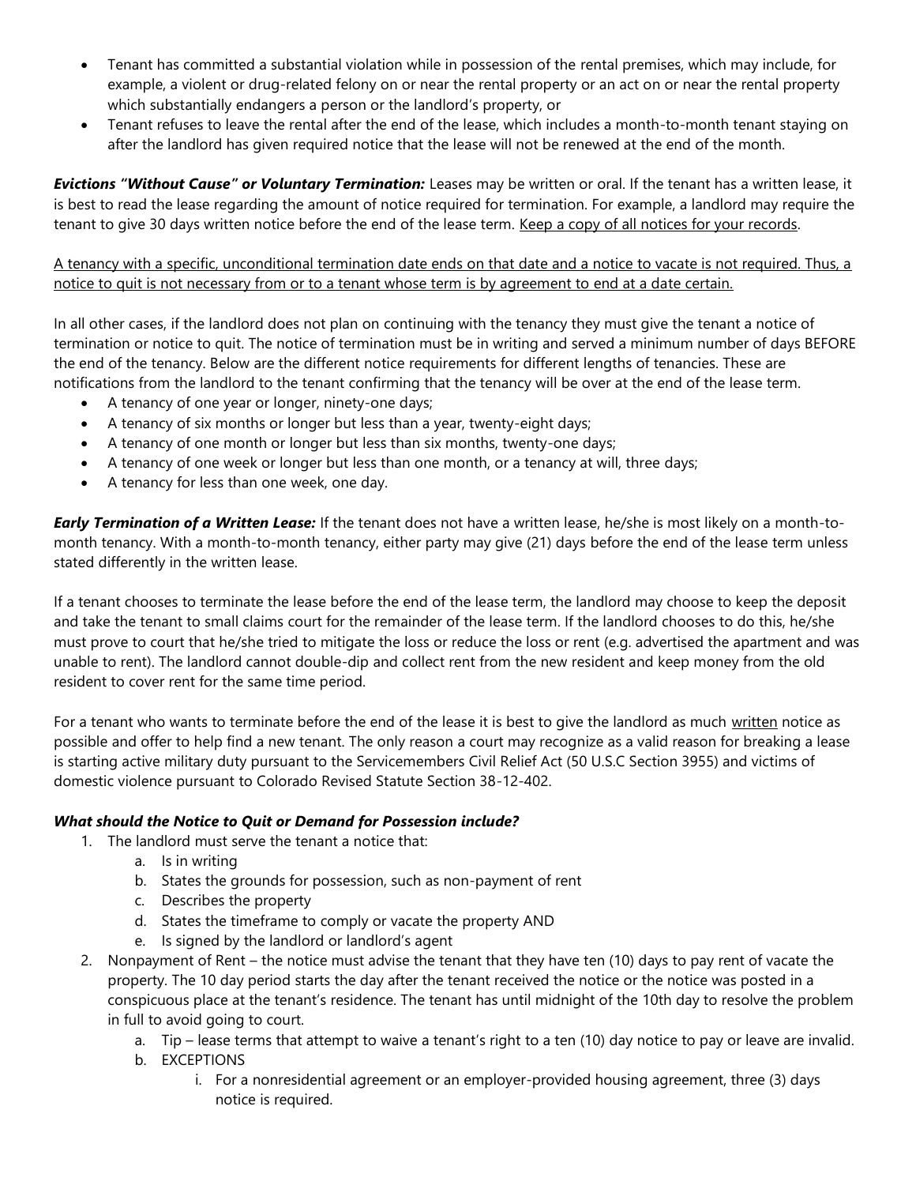- Tenant has committed a substantial violation while in possession of the rental premises, which may include, for example, a violent or drug-related felony on or near the rental property or an act on or near the rental property which substantially endangers a person or the landlord's property, or
- Tenant refuses to leave the rental after the end of the lease, which includes a month-to-month tenant staying on after the landlord has given required notice that the lease will not be renewed at the end of the month.

***Evictions "Without Cause" or Voluntary Termination:*** Leases may be written or oral. If the tenant has a written lease, it is best to read the lease regarding the amount of notice required for termination. For example, a landlord may require the tenant to give 30 days written notice before the end of the lease term. <u>Keep a copy of all notices for your records</u>.

<u>A tenancy with a specific, unconditional termination date ends on that date and a notice to vacate is not required. Thus, a notice to quit is not necessary from or to a tenant whose term is by agreement to end at a date certain.</u>

In all other cases, if the landlord does not plan on continuing with the tenancy they must give the tenant a notice of termination or notice to quit. The notice of termination must be in writing and served a minimum number of days BEFORE the end of the tenancy. Below are the different notice requirements for different lengths of tenancies. These are notifications from the landlord to the tenant confirming that the tenancy will be over at the end of the lease term.

- A tenancy of one year or longer, ninety-one days;
- A tenancy of six months or longer but less than a year, twenty-eight days;
- A tenancy of one month or longer but less than six months, twenty-one days;
- A tenancy of one week or longer but less than one month, or a tenancy at will, three days;
- A tenancy for less than one week, one day.

***Early Termination of a Written Lease:*** If the tenant does not have a written lease, he/she is most likely on a month-to-month tenancy. With a month-to-month tenancy, either party may give (21) days before the end of the lease term unless stated differently in the written lease.

If a tenant chooses to terminate the lease before the end of the lease term, the landlord may choose to keep the deposit and take the tenant to small claims court for the remainder of the lease term. If the landlord chooses to do this, he/she must prove to court that he/she tried to mitigate the loss or reduce the loss or rent (e.g. advertised the apartment and was unable to rent). The landlord cannot double-dip and collect rent from the new resident and keep money from the old resident to cover rent for the same time period.

For a tenant who wants to terminate before the end of the lease it is best to give the landlord as much <u>written</u> notice as possible and offer to help find a new tenant. The only reason a court may recognize as a valid reason for breaking a lease is starting active military duty pursuant to the Servicemembers Civil Relief Act (50 U.S.C Section 3955) and victims of domestic violence pursuant to Colorado Revised Statute Section 38-12-402.

***What should the Notice to Quit or Demand for Possession include?***

1. The landlord must serve the tenant a notice that:
   a. Is in writing
   b. States the grounds for possession, such as non-payment of rent
   c. Describes the property
   d. States the timeframe to comply or vacate the property AND
   e. Is signed by the landlord or landlord's agent
2. Nonpayment of Rent – the notice must advise the tenant that they have ten (10) days to pay rent of vacate the property. The 10 day period starts the day after the tenant received the notice or the notice was posted in a conspicuous place at the tenant's residence. The tenant has until midnight of the 10th day to resolve the problem in full to avoid going to court.
   a. Tip – lease terms that attempt to waive a tenant's right to a ten (10) day notice to pay or leave are invalid.
   b. EXCEPTIONS
      i. For a nonresidential agreement or an employer-provided housing agreement, three (3) days notice is required.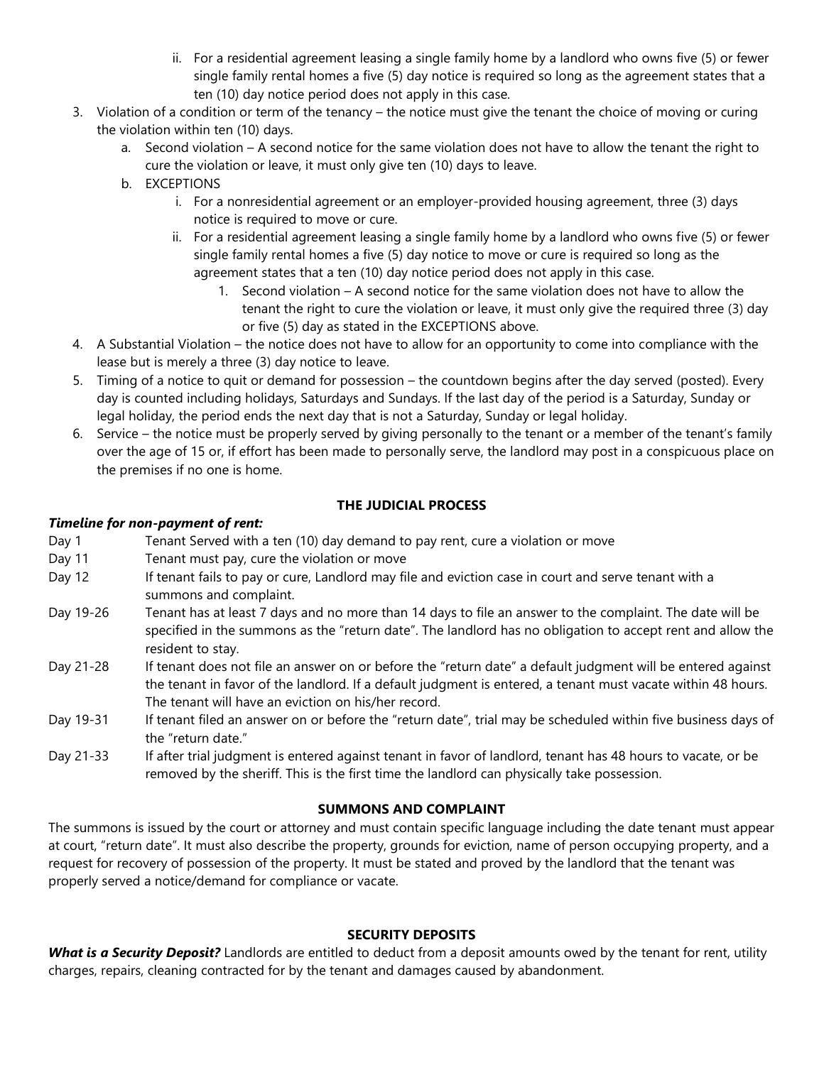- ii. For a residential agreement leasing a single family home by a landlord who owns five (5) or fewer single family rental homes a five (5) day notice is required so long as the agreement states that a ten (10) day notice period does not apply in this case.

3. Violation of a condition or term of the tenancy – the notice must give the tenant the choice of moving or curing the violation within ten (10) days.
   - a. Second violation – A second notice for the same violation does not have to allow the tenant the right to cure the violation or leave, it must only give ten (10) days to leave.
   - b. EXCEPTIONS
     - i. For a nonresidential agreement or an employer-provided housing agreement, three (3) days notice is required to move or cure.
     - ii. For a residential agreement leasing a single family home by a landlord who owns five (5) or fewer single family rental homes a five (5) day notice to move or cure is required so long as the agreement states that a ten (10) day notice period does not apply in this case.
       1. Second violation – A second notice for the same violation does not have to allow the tenant the right to cure the violation or leave, it must only give the required three (3) day or five (5) day as stated in the EXCEPTIONS above.
4. A Substantial Violation – the notice does not have to allow for an opportunity to come into compliance with the lease but is merely a three (3) day notice to leave.
5. Timing of a notice to quit or demand for possession – the countdown begins after the day served (posted). Every day is counted including holidays, Saturdays and Sundays. If the last day of the period is a Saturday, Sunday or legal holiday, the period ends the next day that is not a Saturday, Sunday or legal holiday.
6. Service – the notice must be properly served by giving personally to the tenant or a member of the tenant's family over the age of 15 or, if effort has been made to personally serve, the landlord may post in a conspicuous place on the premises if no one is home.

## THE JUDICIAL PROCESS

***Timeline for non-payment of rent:***

| | |
|---|---|
| Day 1 | Tenant Served with a ten (10) day demand to pay rent, cure a violation or move |
| Day 11 | Tenant must pay, cure the violation or move |
| Day 12 | If tenant fails to pay or cure, Landlord may file and eviction case in court and serve tenant with a summons and complaint. |
| Day 19-26 | Tenant has at least 7 days and no more than 14 days to file an answer to the complaint. The date will be specified in the summons as the "return date". The landlord has no obligation to accept rent and allow the resident to stay. |
| Day 21-28 | If tenant does not file an answer on or before the "return date" a default judgment will be entered against the tenant in favor of the landlord. If a default judgment is entered, a tenant must vacate within 48 hours. The tenant will have an eviction on his/her record. |
| Day 19-31 | If tenant filed an answer on or before the "return date", trial may be scheduled within five business days of the "return date." |
| Day 21-33 | If after trial judgment is entered against tenant in favor of landlord, tenant has 48 hours to vacate, or be removed by the sheriff. This is the first time the landlord can physically take possession. |

## SUMMONS AND COMPLAINT

The summons is issued by the court or attorney and must contain specific language including the date tenant must appear at court, "return date". It must also describe the property, grounds for eviction, name of person occupying property, and a request for recovery of possession of the property. It must be stated and proved by the landlord that the tenant was properly served a notice/demand for compliance or vacate.

## SECURITY DEPOSITS

***What is a Security Deposit?*** Landlords are entitled to deduct from a deposit amounts owed by the tenant for rent, utility charges, repairs, cleaning contracted for by the tenant and damages caused by abandonment.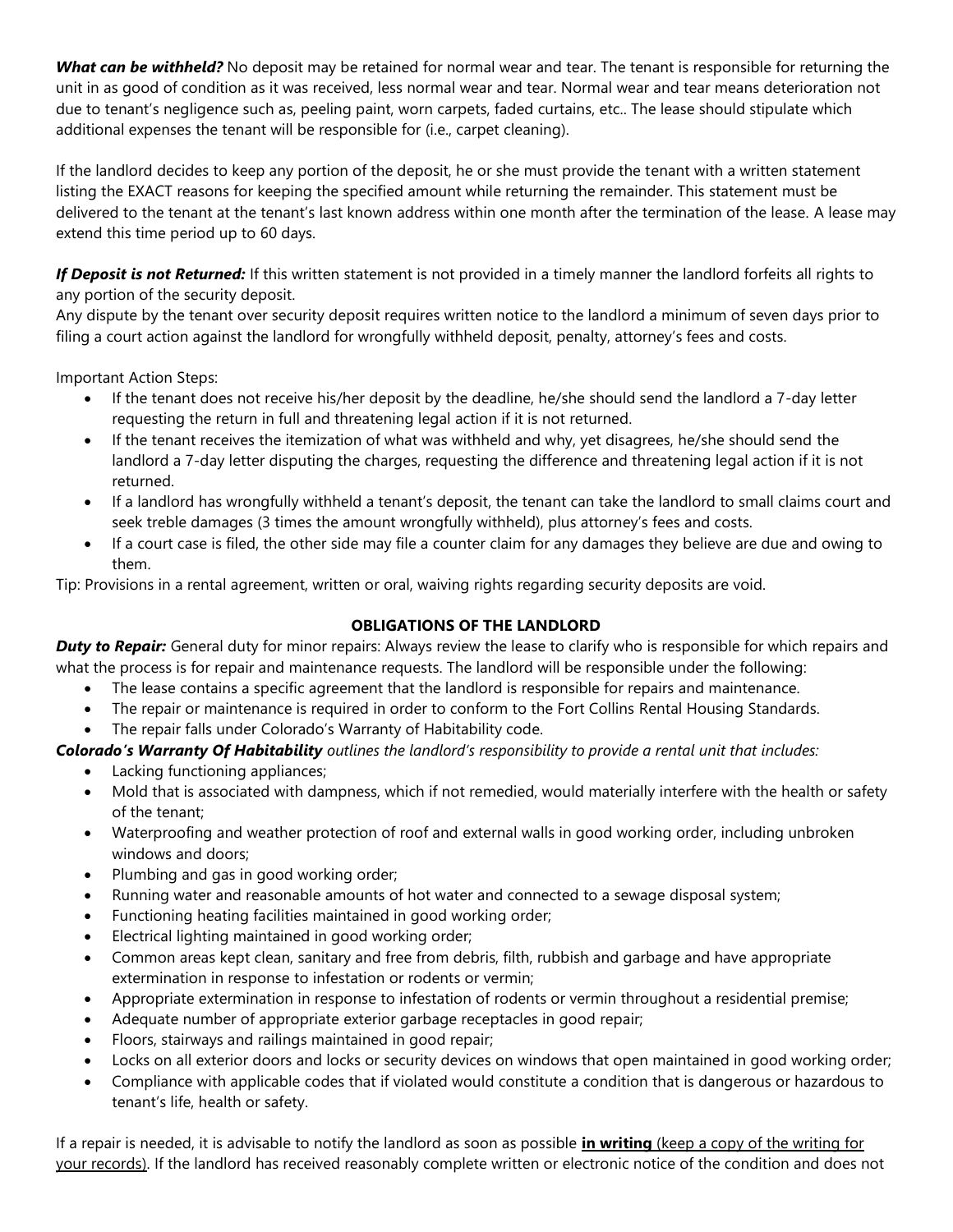***What can be withheld?*** No deposit may be retained for normal wear and tear. The tenant is responsible for returning the unit in as good of condition as it was received, less normal wear and tear. Normal wear and tear means deterioration not due to tenant's negligence such as, peeling paint, worn carpets, faded curtains, etc.. The lease should stipulate which additional expenses the tenant will be responsible for (i.e., carpet cleaning).

If the landlord decides to keep any portion of the deposit, he or she must provide the tenant with a written statement listing the EXACT reasons for keeping the specified amount while returning the remainder. This statement must be delivered to the tenant at the tenant's last known address within one month after the termination of the lease. A lease may extend this time period up to 60 days.

***If Deposit is not Returned:*** If this written statement is not provided in a timely manner the landlord forfeits all rights to any portion of the security deposit.
Any dispute by the tenant over security deposit requires written notice to the landlord a minimum of seven days prior to filing a court action against the landlord for wrongfully withheld deposit, penalty, attorney's fees and costs.

Important Action Steps:

- If the tenant does not receive his/her deposit by the deadline, he/she should send the landlord a 7-day letter requesting the return in full and threatening legal action if it is not returned.
- If the tenant receives the itemization of what was withheld and why, yet disagrees, he/she should send the landlord a 7-day letter disputing the charges, requesting the difference and threatening legal action if it is not returned.
- If a landlord has wrongfully withheld a tenant's deposit, the tenant can take the landlord to small claims court and seek treble damages (3 times the amount wrongfully withheld), plus attorney's fees and costs.
- If a court case is filed, the other side may file a counter claim for any damages they believe are due and owing to them.

Tip: Provisions in a rental agreement, written or oral, waiving rights regarding security deposits are void.

## OBLIGATIONS OF THE LANDLORD

***Duty to Repair:*** General duty for minor repairs: Always review the lease to clarify who is responsible for which repairs and what the process is for repair and maintenance requests. The landlord will be responsible under the following:

- The lease contains a specific agreement that the landlord is responsible for repairs and maintenance.
- The repair or maintenance is required in order to conform to the Fort Collins Rental Housing Standards.
- The repair falls under Colorado's Warranty of Habitability code.

***Colorado's Warranty Of Habitability*** *outlines the landlord's responsibility to provide a rental unit that includes:*

- Lacking functioning appliances;
- Mold that is associated with dampness, which if not remedied, would materially interfere with the health or safety of the tenant;
- Waterproofing and weather protection of roof and external walls in good working order, including unbroken windows and doors;
- Plumbing and gas in good working order;
- Running water and reasonable amounts of hot water and connected to a sewage disposal system;
- Functioning heating facilities maintained in good working order;
- Electrical lighting maintained in good working order;
- Common areas kept clean, sanitary and free from debris, filth, rubbish and garbage and have appropriate extermination in response to infestation or rodents or vermin;
- Appropriate extermination in response to infestation of rodents or vermin throughout a residential premise;
- Adequate number of appropriate exterior garbage receptacles in good repair;
- Floors, stairways and railings maintained in good repair;
- Locks on all exterior doors and locks or security devices on windows that open maintained in good working order;
- Compliance with applicable codes that if violated would constitute a condition that is dangerous or hazardous to tenant's life, health or safety.

If a repair is needed, it is advisable to notify the landlord as soon as possible **in writing** (keep a copy of the writing for your records). If the landlord has received reasonably complete written or electronic notice of the condition and does not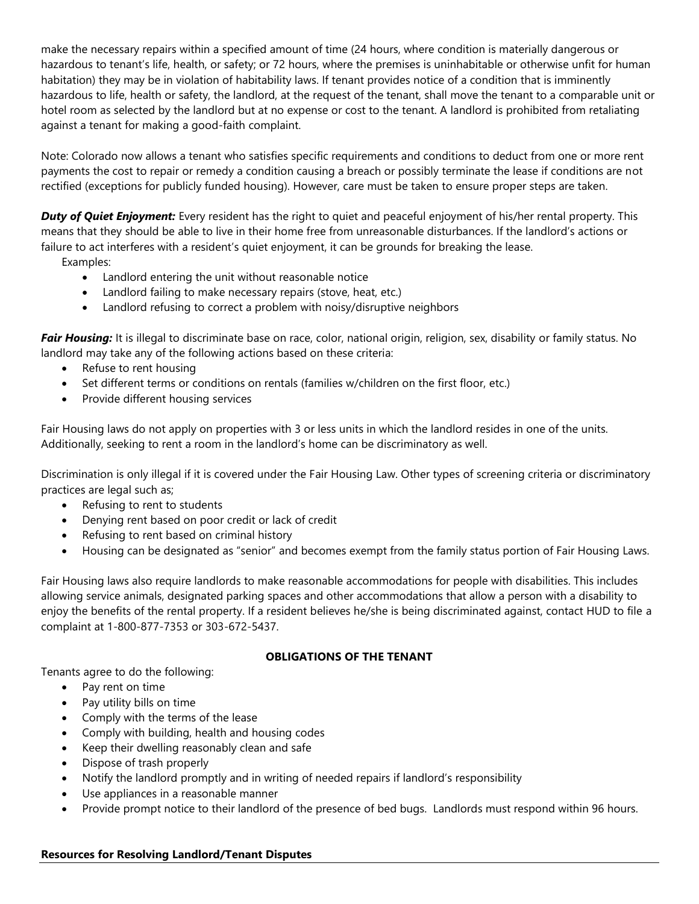make the necessary repairs within a specified amount of time (24 hours, where condition is materially dangerous or hazardous to tenant's life, health, or safety; or 72 hours, where the premises is uninhabitable or otherwise unfit for human habitation) they may be in violation of habitability laws. If tenant provides notice of a condition that is imminently hazardous to life, health or safety, the landlord, at the request of the tenant, shall move the tenant to a comparable unit or hotel room as selected by the landlord but at no expense or cost to the tenant. A landlord is prohibited from retaliating against a tenant for making a good-faith complaint.

Note: Colorado now allows a tenant who satisfies specific requirements and conditions to deduct from one or more rent payments the cost to repair or remedy a condition causing a breach or possibly terminate the lease if conditions are not rectified (exceptions for publicly funded housing). However, care must be taken to ensure proper steps are taken.

***Duty of Quiet Enjoyment:*** Every resident has the right to quiet and peaceful enjoyment of his/her rental property. This means that they should be able to live in their home free from unreasonable disturbances. If the landlord's actions or failure to act interferes with a resident's quiet enjoyment, it can be grounds for breaking the lease.

Examples:

- Landlord entering the unit without reasonable notice
- Landlord failing to make necessary repairs (stove, heat, etc.)
- Landlord refusing to correct a problem with noisy/disruptive neighbors

***Fair Housing:*** It is illegal to discriminate base on race, color, national origin, religion, sex, disability or family status. No landlord may take any of the following actions based on these criteria:

- Refuse to rent housing
- Set different terms or conditions on rentals (families w/children on the first floor, etc.)
- Provide different housing services

Fair Housing laws do not apply on properties with 3 or less units in which the landlord resides in one of the units. Additionally, seeking to rent a room in the landlord's home can be discriminatory as well.

Discrimination is only illegal if it is covered under the Fair Housing Law. Other types of screening criteria or discriminatory practices are legal such as;

- Refusing to rent to students
- Denying rent based on poor credit or lack of credit
- Refusing to rent based on criminal history
- Housing can be designated as "senior" and becomes exempt from the family status portion of Fair Housing Laws.

Fair Housing laws also require landlords to make reasonable accommodations for people with disabilities. This includes allowing service animals, designated parking spaces and other accommodations that allow a person with a disability to enjoy the benefits of the rental property. If a resident believes he/she is being discriminated against, contact HUD to file a complaint at 1-800-877-7353 or 303-672-5437.

**OBLIGATIONS OF THE TENANT**

Tenants agree to do the following:

- Pay rent on time
- Pay utility bills on time
- Comply with the terms of the lease
- Comply with building, health and housing codes
- Keep their dwelling reasonably clean and safe
- Dispose of trash properly
- Notify the landlord promptly and in writing of needed repairs if landlord's responsibility
- Use appliances in a reasonable manner
- Provide prompt notice to their landlord of the presence of bed bugs. Landlords must respond within 96 hours.

**Resources for Resolving Landlord/Tenant Disputes**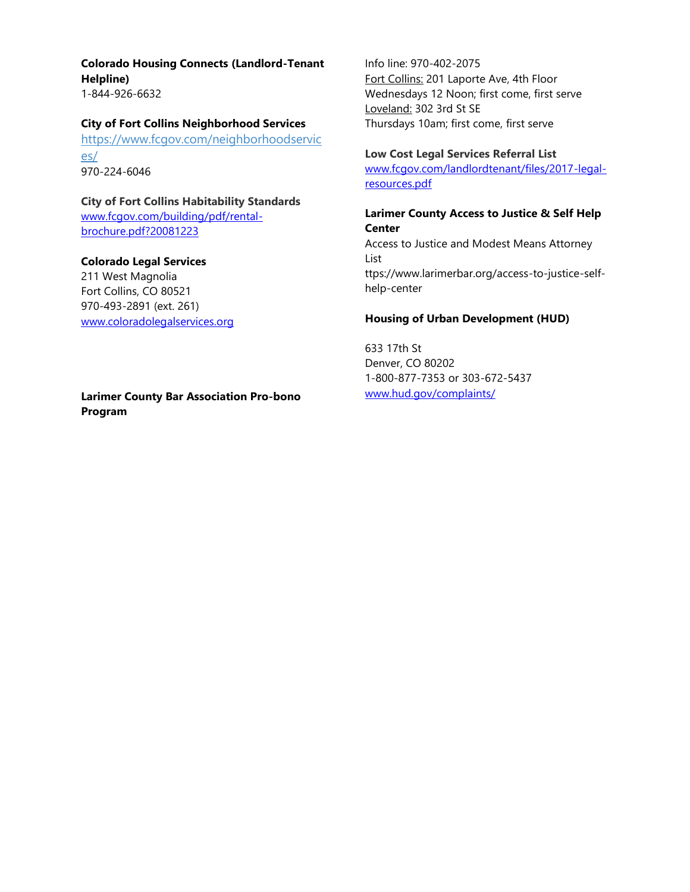**Colorado Housing Connects (Landlord-Tenant Helpline)**
1-844-926-6632

**City of Fort Collins Neighborhood Services**
https://www.fcgov.com/neighborhoodservices/
970-224-6046

**City of Fort Collins Habitability Standards**
www.fcgov.com/building/pdf/rental-brochure.pdf?20081223

**Colorado Legal Services**
211 West Magnolia
Fort Collins, CO 80521
970-493-2891 (ext. 261)
www.coloradolegalservices.org

**Larimer County Bar Association Pro-bono Program**
Info line: 970-402-2075
Fort Collins: 201 Laporte Ave, 4th Floor
Wednesdays 12 Noon; first come, first serve
Loveland: 302 3rd St SE
Thursdays 10am; first come, first serve

**Low Cost Legal Services Referral List**
www.fcgov.com/landlordtenant/files/2017-legal-resources.pdf

**Larimer County Access to Justice & Self Help Center**
Access to Justice and Modest Means Attorney List
ttps://www.larimerbar.org/access-to-justice-self-help-center

**Housing of Urban Development (HUD)**

633 17th St
Denver, CO 80202
1-800-877-7353 or 303-672-5437
www.hud.gov/complaints/